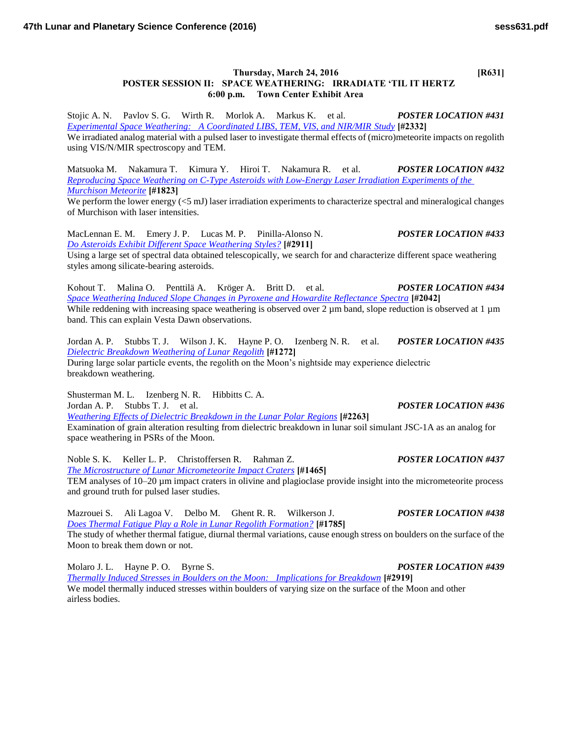**Thursday, March 24, 2016 [R631]**

## POSTER SESSION II: SPACE WEATHERING: IRRADIATE 'TIL IT HERTZ

**6:00 p.m. Town Center Exhibit Area**

Stojic A. N. Pavlov S. G. Wirth R. Morlok A. Markus K. et al. ***POSTER LOCATION #431***
*Experimental Space Weathering: A Coordinated LIBS, TEM, VIS, and NIR/MIR Study* **[#2332]**
We irradiated analog material with a pulsed laser to investigate thermal effects of (micro)meteorite impacts on regolith using VIS/N/MIR spectroscopy and TEM.

Matsuoka M. Nakamura T. Kimura Y. Hiroi T. Nakamura R. et al. ***POSTER LOCATION #432***
*Reproducing Space Weathering on C-Type Asteroids with Low-Energy Laser Irradiation Experiments of the Murchison Meteorite* **[#1823]**
We perform the lower energy (<5 mJ) laser irradiation experiments to characterize spectral and mineralogical changes of Murchison with laser intensities.

MacLennan E. M. Emery J. P. Lucas M. P. Pinilla-Alonso N. ***POSTER LOCATION #433***
*Do Asteroids Exhibit Different Space Weathering Styles?* **[#2911]**
Using a large set of spectral data obtained telescopically, we search for and characterize different space weathering styles among silicate-bearing asteroids.

Kohout T. Malina O. Penttilä A. Kröger A. Britt D. et al. ***POSTER LOCATION #434***
*Space Weathering Induced Slope Changes in Pyroxene and Howardite Reflectance Spectra* **[#2042]**
While reddening with increasing space weathering is observed over 2 µm band, slope reduction is observed at 1 µm band. This can explain Vesta Dawn observations.

Jordan A. P. Stubbs T. J. Wilson J. K. Hayne P. O. Izenberg N. R. et al. ***POSTER LOCATION #435***
*Dielectric Breakdown Weathering of Lunar Regolith* **[#1272]**
During large solar particle events, the regolith on the Moon's nightside may experience dielectric breakdown weathering.

Shusterman M. L. Izenberg N. R. Hibbitts C. A.
Jordan A. P. Stubbs T. J. et al. ***POSTER LOCATION #436***
*Weathering Effects of Dielectric Breakdown in the Lunar Polar Regions* **[#2263]**
Examination of grain alteration resulting from dielectric breakdown in lunar soil simulant JSC-1A as an analog for space weathering in PSRs of the Moon.

Noble S. K. Keller L. P. Christoffersen R. Rahman Z. ***POSTER LOCATION #437***
*The Microstructure of Lunar Micrometeorite Impact Craters* **[#1465]**
TEM analyses of 10–20 µm impact craters in olivine and plagioclase provide insight into the micrometeorite process and ground truth for pulsed laser studies.

Mazrouei S. Ali Lagoa V. Delbo M. Ghent R. R. Wilkerson J. ***POSTER LOCATION #438***
*Does Thermal Fatigue Play a Role in Lunar Regolith Formation?* **[#1785]**
The study of whether thermal fatigue, diurnal thermal variations, cause enough stress on boulders on the surface of the Moon to break them down or not.

Molaro J. L. Hayne P. O. Byrne S. ***POSTER LOCATION #439***
*Thermally Induced Stresses in Boulders on the Moon: Implications for Breakdown* **[#2919]**
We model thermally induced stresses within boulders of varying size on the surface of the Moon and other airless bodies.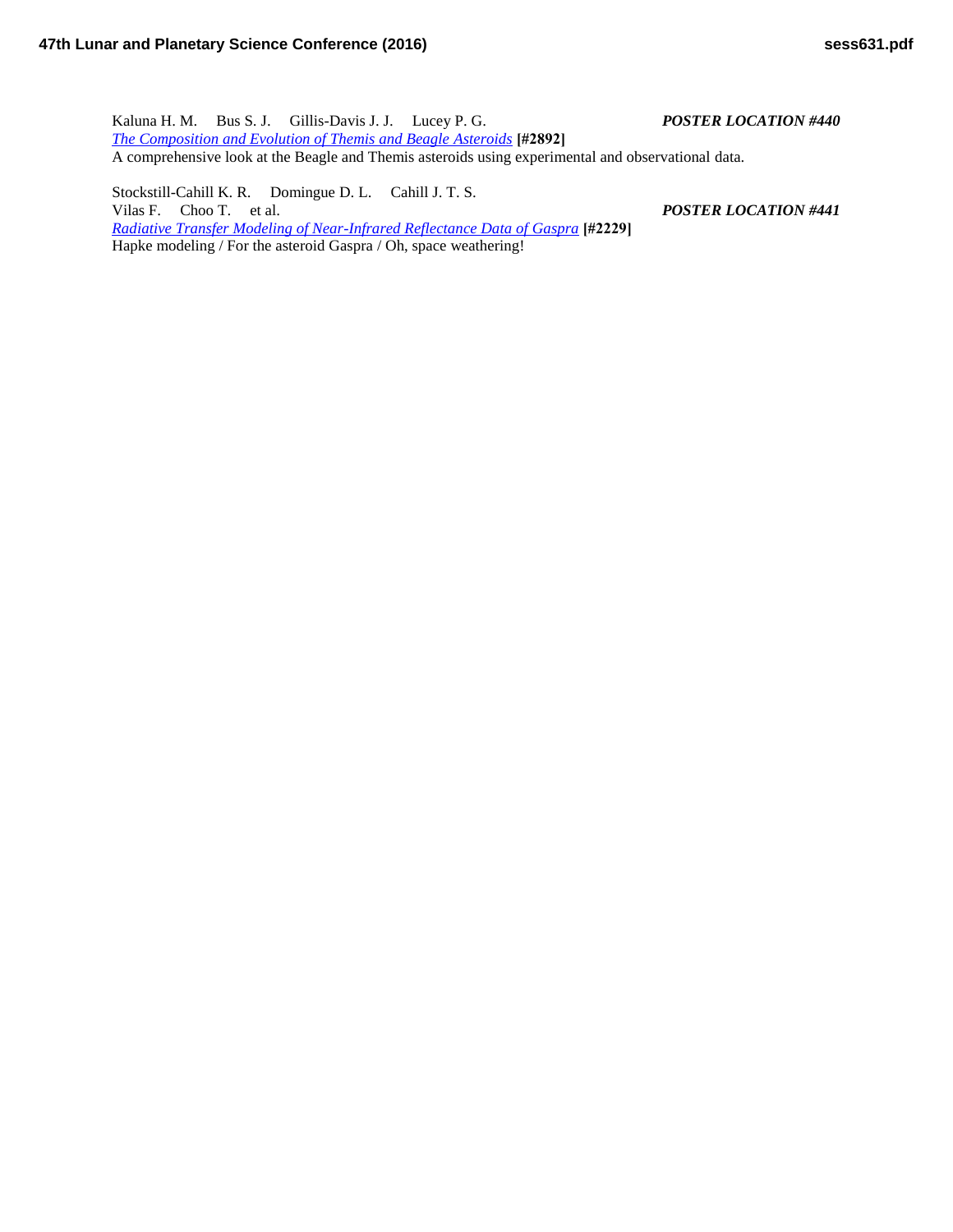Kaluna H. M. Bus S. J. Gillis-Davis J. J. Lucey P. G. ***POSTER LOCATION #440***
*The Composition and Evolution of Themis and Beagle Asteroids* **[#2892]**
A comprehensive look at the Beagle and Themis asteroids using experimental and observational data.

Stockstill-Cahill K. R. Domingue D. L. Cahill J. T. S.
Vilas F. Choo T. et al. ***POSTER LOCATION #441***
*Radiative Transfer Modeling of Near-Infrared Reflectance Data of Gaspra* **[#2229]**
Hapke modeling / For the asteroid Gaspra / Oh, space weathering!